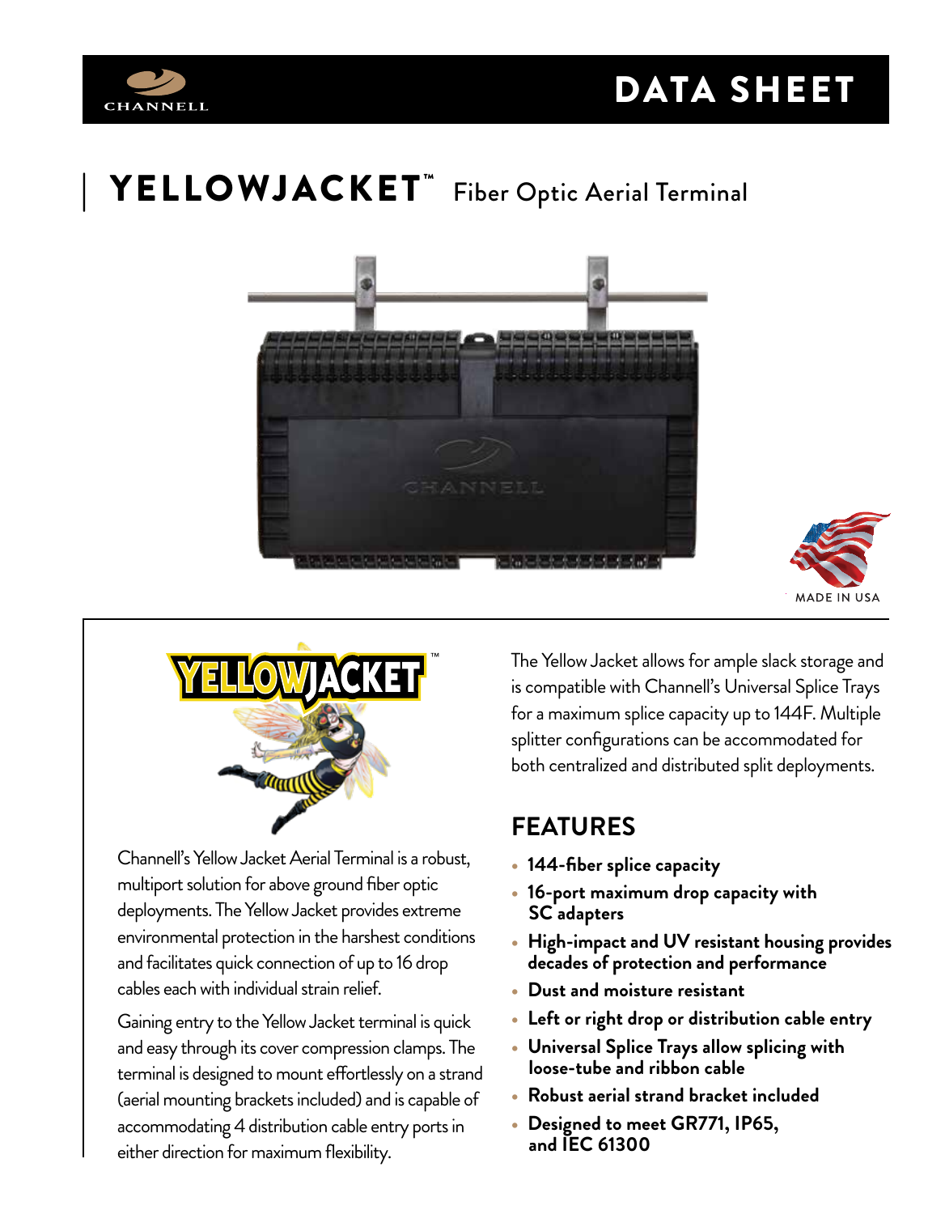DATA SHEET

# YELLOWJACKET™ Fiber Optic Aerial Terminal

MADE IN USA

Channell's Yellow Jacket Aerial Terminal is a robust, multiport solution for above ground fiber optic deployments. The Yellow Jacket provides extreme environmental protection in the harshest conditions and facilitates quick connection of up to 16 drop cables each with individual strain relief.

Gaining entry to the Yellow Jacket terminal is quick and easy through its cover compression clamps. The terminal is designed to mount effortlessly on a strand (aerial mounting brackets included) and is capable of accommodating 4 distribution cable entry ports in either direction for maximum flexibility.

The Yellow Jacket allows for ample slack storage and is compatible with Channell's Universal Splice Trays for a maximum splice capacity up to 144F. Multiple splitter configurations can be accommodated for both centralized and distributed split deployments.

## FEATURES

- **144-fiber splice capacity**
- **16-port maximum drop capacity with SC adapters**
- **High-impact and UV resistant housing provides decades of protection and performance**
- **Dust and moisture resistant**
- **Left or right drop or distribution cable entry**
- **Universal Splice Trays allow splicing with loose-tube and ribbon cable**
- **Robust aerial strand bracket included**
- **Designed to meet GR771, IP65, and IEC 61300**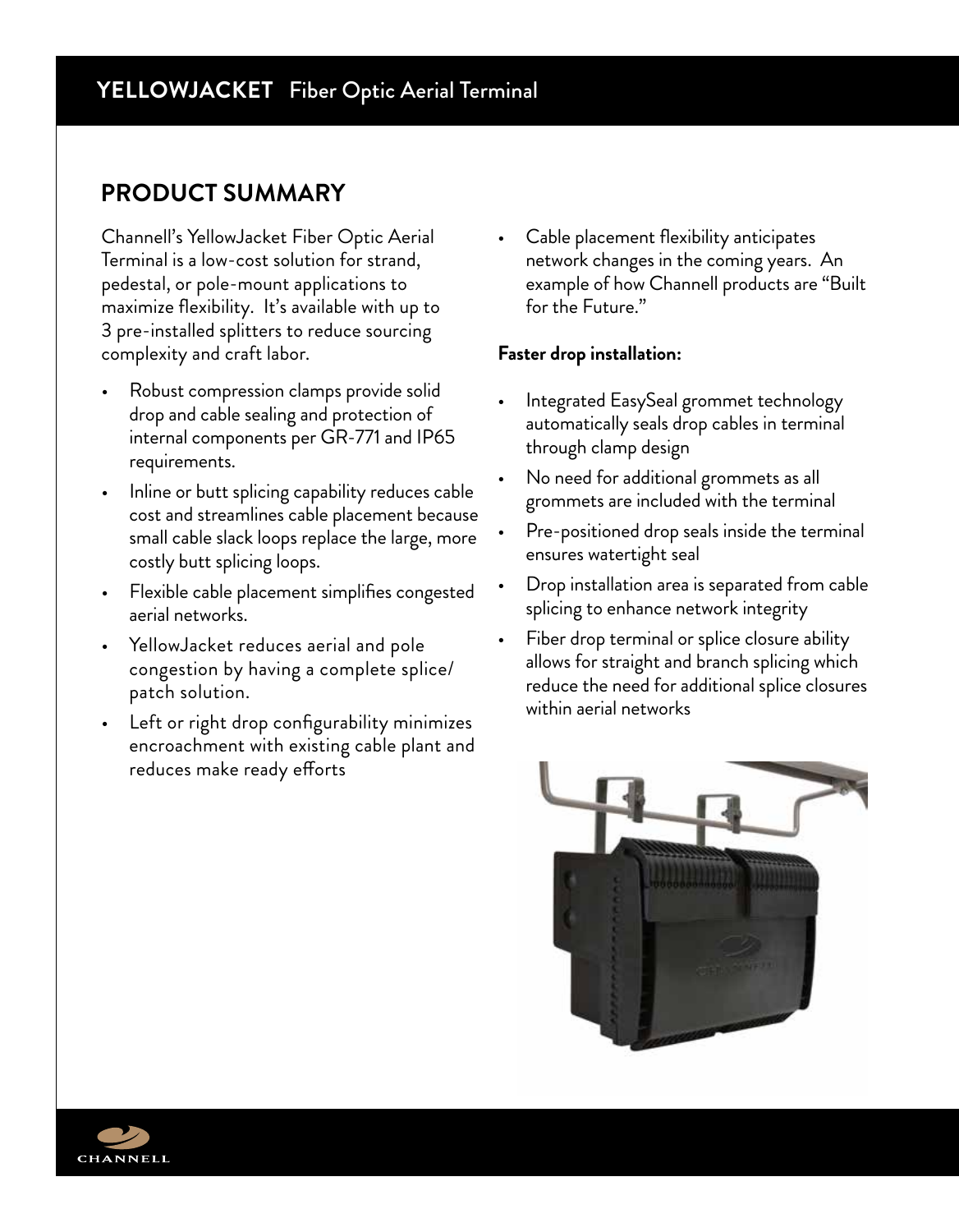# YELLOWJACKET Fiber Optic Aerial Terminal

## PRODUCT SUMMARY

Channell's YellowJacket Fiber Optic Aerial Terminal is a low-cost solution for strand, pedestal, or pole-mount applications to maximize flexibility. It's available with up to 3 pre-installed splitters to reduce sourcing complexity and craft labor.

- Robust compression clamps provide solid drop and cable sealing and protection of internal components per GR-771 and IP65 requirements.
- Inline or butt splicing capability reduces cable cost and streamlines cable placement because small cable slack loops replace the large, more costly butt splicing loops.
- Flexible cable placement simplifies congested aerial networks.
- YellowJacket reduces aerial and pole congestion by having a complete splice/ patch solution.
- Left or right drop configurability minimizes encroachment with existing cable plant and reduces make ready efforts
- Cable placement flexibility anticipates network changes in the coming years. An example of how Channell products are "Built for the Future."

**Faster drop installation:**

- Integrated EasySeal grommet technology automatically seals drop cables in terminal through clamp design
- No need for additional grommets as all grommets are included with the terminal
- Pre-positioned drop seals inside the terminal ensures watertight seal
- Drop installation area is separated from cable splicing to enhance network integrity
- Fiber drop terminal or splice closure ability allows for straight and branch splicing which reduce the need for additional splice closures within aerial networks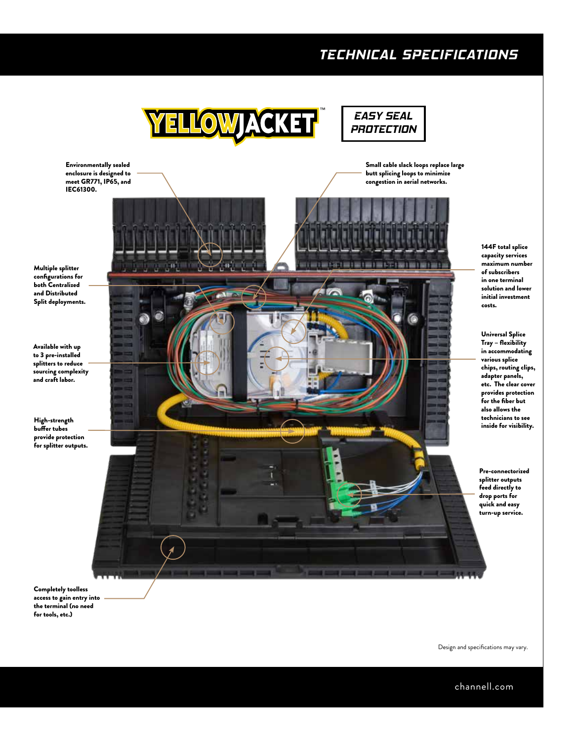# TECHNICAL SPECIFICATIONS

YELLOWJACKET™

EASY SEAL PROTECTION

**Environmentally sealed enclosure is designed to meet GR771, IP65, and IEC61300.**

**Small cable slack loops replace large butt splicing loops to minimize congestion in aerial networks.**

**144F total splice capacity services maximum number of subscribers in one terminal solution and lower initial investment costs.**

**Multiple splitter configurations for both Centralized and Distributed Split deployments.**

**Available with up to 3 pre-installed splitters to reduce sourcing complexity and craft labor.**

**Universal Splice Tray – flexibility in accommodating various splice chips, routing clips, adapter panels, etc. The clear cover provides protection for the fiber but also allows the technicians to see inside for visibility.**

**High-strength buffer tubes provide protection for splitter outputs.**

**Pre-connectorized splitter outputs feed directly to drop ports for quick and easy turn-up service.**

**Completely toolless access to gain entry into the terminal (no need for tools, etc.)**

Design and specifications may vary.

channell.com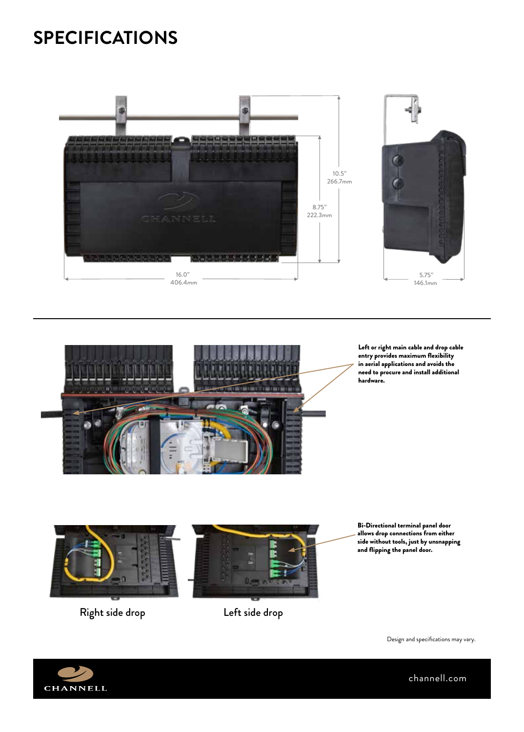# SPECIFICATIONS

10.5"
266.7mm

8.75"
222.3mm

16.0"
406.4mm

5.75"
146.1mm

**Left or right main cable and drop cable entry provides maximum flexibility in aerial applications and avoids the need to procure and install additional hardware.**

**Bi-Directional terminal panel door allows drop connections from either side without tools, just by unsnapping and flipping the panel door.**

Right side drop

Left side drop

Design and specifications may vary.

CHANNELL

channell.com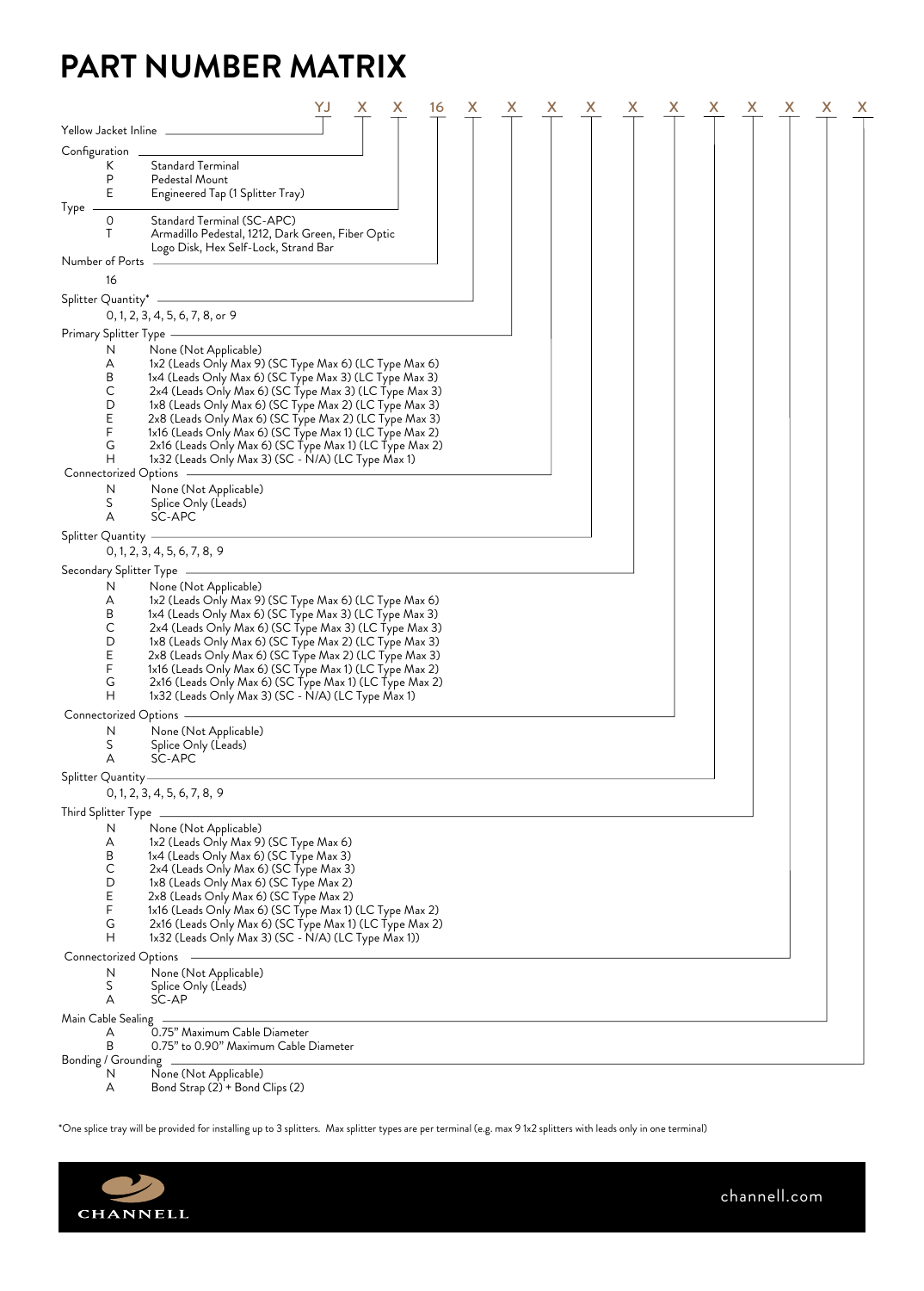# PART NUMBER MATRIX

YJ X X 16 X X X X X X X X X X X

**Yellow Jacket Inline**

**Configuration**

- K — Standard Terminal
- P — Pedestal Mount
- E — Engineered Tap (1 Splitter Tray)

**Type**

- 0 — Standard Terminal (SC-APC)
- T — Armadillo Pedestal, 1212, Dark Green, Fiber Optic Logo Disk, Hex Self-Lock, Strand Bar

**Number of Ports**

- 16

**Splitter Quantity***

- 0, 1, 2, 3, 4, 5, 6, 7, 8, or 9

**Primary Splitter Type**

- N — None (Not Applicable)
- A — 1x2 (Leads Only Max 9) (SC Type Max 6) (LC Type Max 6)
- B — 1x4 (Leads Only Max 6) (SC Type Max 3) (LC Type Max 3)
- C — 2x4 (Leads Only Max 6) (SC Type Max 3) (LC Type Max 3)
- D — 1x8 (Leads Only Max 6) (SC Type Max 2) (LC Type Max 3)
- E — 2x8 (Leads Only Max 6) (SC Type Max 2) (LC Type Max 3)
- F — 1x16 (Leads Only Max 6) (SC Type Max 1) (LC Type Max 2)
- G — 2x16 (Leads Only Max 6) (SC Type Max 1) (LC Type Max 2)
- H — 1x32 (Leads Only Max 3) (SC - N/A) (LC Type Max 1)

**Connectorized Options**

- N — None (Not Applicable)
- S — Splice Only (Leads)
- A — SC-APC

**Splitter Quantity**

- 0, 1, 2, 3, 4, 5, 6, 7, 8, 9

**Secondary Splitter Type**

- N — None (Not Applicable)
- A — 1x2 (Leads Only Max 9) (SC Type Max 6) (LC Type Max 6)
- B — 1x4 (Leads Only Max 6) (SC Type Max 3) (LC Type Max 3)
- C — 2x4 (Leads Only Max 6) (SC Type Max 3) (LC Type Max 3)
- D — 1x8 (Leads Only Max 6) (SC Type Max 2) (LC Type Max 3)
- E — 2x8 (Leads Only Max 6) (SC Type Max 2) (LC Type Max 3)
- F — 1x16 (Leads Only Max 6) (SC Type Max 1) (LC Type Max 2)
- G — 2x16 (Leads Only Max 6) (SC Type Max 1) (LC Type Max 2)
- H — 1x32 (Leads Only Max 3) (SC - N/A) (LC Type Max 1)

**Connectorized Options**

- N — None (Not Applicable)
- S — Splice Only (Leads)
- A — SC-APC

**Splitter Quantity**

- 0, 1, 2, 3, 4, 5, 6, 7, 8, 9

**Third Splitter Type**

- N — None (Not Applicable)
- A — 1x2 (Leads Only Max 9) (SC Type Max 6)
- B — 1x4 (Leads Only Max 6) (SC Type Max 3)
- C — 2x4 (Leads Only Max 6) (SC Type Max 3)
- D — 1x8 (Leads Only Max 6) (SC Type Max 2)
- E — 2x8 (Leads Only Max 6) (SC Type Max 2)
- F — 1x16 (Leads Only Max 6) (SC Type Max 1) (LC Type Max 2)
- G — 2x16 (Leads Only Max 6) (SC Type Max 1) (LC Type Max 2)
- H — 1x32 (Leads Only Max 3) (SC - N/A) (LC Type Max 1))

**Connectorized Options**

- N — None (Not Applicable)
- S — Splice Only (Leads)
- A — SC-AP

**Main Cable Sealing**

- A — 0.75" Maximum Cable Diameter
- B — 0.75" to 0.90" Maximum Cable Diameter

**Bonding / Grounding**

- N — None (Not Applicable)
- A — Bond Strap (2) + Bond Clips (2)

*One splice tray will be provided for installing up to 3 splitters. Max splitter types are per terminal (e.g. max 9 1x2 splitters with leads only in one terminal)

CHANNELL

channell.com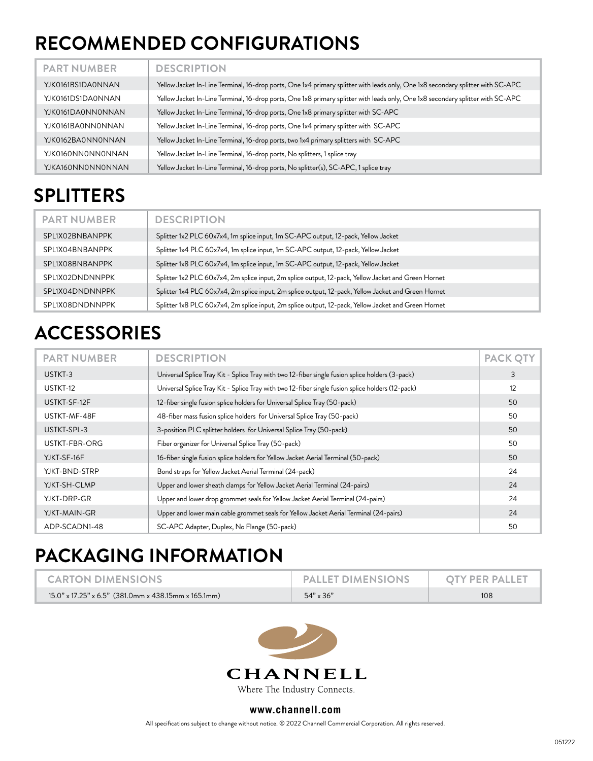# RECOMMENDED CONFIGURATIONS

| PART NUMBER | DESCRIPTION |
|---|---|
| YJK0161BS1DA0NNAN | Yellow Jacket In-Line Terminal, 16-drop ports, One 1x4 primary splitter with leads only, One 1x8 secondary splitter with SC-APC |
| YJK0161DS1DA0NNAN | Yellow Jacket In-Line Terminal, 16-drop ports, One 1x8 primary splitter with leads only, One 1x8 secondary splitter with SC-APC |
| YJK0161DA0NN0NNAN | Yellow Jacket In-Line Terminal, 16-drop ports, One 1x8 primary splitter with SC-APC |
| YJK0161BA0NN0NNAN | Yellow Jacket In-Line Terminal, 16-drop ports, One 1x4 primary splitter with SC-APC |
| YJK0162BA0NN0NNAN | Yellow Jacket In-Line Terminal, 16-drop ports, two 1x4 primary splitters with SC-APC |
| YJK0160NN0NN0NNAN | Yellow Jacket In-Line Terminal, 16-drop ports, No splitters, 1 splice tray |
| YJKA160NN0NN0NNAN | Yellow Jacket In-Line Terminal, 16-drop ports, No splitter(s), SC-APC, 1 splice tray |

# SPLITTERS

| PART NUMBER | DESCRIPTION |
|---|---|
| SPL1X02BNBANPPK | Splitter 1x2 PLC 60x7x4, 1m splice input, 1m SC-APC output, 12-pack, Yellow Jacket |
| SPL1X04BNBANPPK | Splitter 1x4 PLC 60x7x4, 1m splice input, 1m SC-APC output, 12-pack, Yellow Jacket |
| SPL1X08BNBANPPK | Splitter 1x8 PLC 60x7x4, 1m splice input, 1m SC-APC output, 12-pack, Yellow Jacket |
| SPL1X02DNDNNPPK | Splitter 1x2 PLC 60x7x4, 2m splice input, 2m splice output, 12-pack, Yellow Jacket and Green Hornet |
| SPL1X04DNDNNPPK | Splitter 1x4 PLC 60x7x4, 2m splice input, 2m splice output, 12-pack, Yellow Jacket and Green Hornet |
| SPL1X08DNDNNPPK | Splitter 1x8 PLC 60x7x4, 2m splice input, 2m splice output, 12-pack, Yellow Jacket and Green Hornet |

# ACCESSORIES

| PART NUMBER | DESCRIPTION | PACK QTY |
|---|---|---|
| USTKT-3 | Universal Splice Tray Kit - Splice Tray with two 12-fiber single fusion splice holders (3-pack) | 3 |
| USTKT-12 | Universal Splice Tray Kit - Splice Tray with two 12-fiber single fusion splice holders (12-pack) | 12 |
| USTKT-SF-12F | 12-fiber single fusion splice holders for Universal Splice Tray (50-pack) | 50 |
| USTKT-MF-48F | 48-fiber mass fusion splice holders for Universal Splice Tray (50-pack) | 50 |
| USTKT-SPL-3 | 3-position PLC splitter holders for Universal Splice Tray (50-pack) | 50 |
| USTKT-FBR-ORG | Fiber organizer for Universal Splice Tray (50-pack) | 50 |
| YJKT-SF-16F | 16-fiber single fusion splice holders for Yellow Jacket Aerial Terminal (50-pack) | 50 |
| YJKT-BND-STRP | Bond straps for Yellow Jacket Aerial Terminal (24-pack) | 24 |
| YJKT-SH-CLMP | Upper and lower sheath clamps for Yellow Jacket Aerial Terminal (24-pairs) | 24 |
| YJKT-DRP-GR | Upper and lower drop grommet seals for Yellow Jacket Aerial Terminal (24-pairs) | 24 |
| YJKT-MAIN-GR | Upper and lower main cable grommet seals for Yellow Jacket Aerial Terminal (24-pairs) | 24 |
| ADP-SCADN1-48 | SC-APC Adapter, Duplex, No Flange (50-pack) | 50 |

# PACKAGING INFORMATION

| CARTON DIMENSIONS | PALLET DIMENSIONS | QTY PER PALLET |
|---|---|---|
| 15.0" x 17.25" x 6.5" (381.0mm x 438.15mm x 165.1mm) | 54" x 36" | 108 |

CHANNELL

Where The Industry Connects.

**www.channell.com**

All specifications subject to change without notice. © 2022 Channell Commercial Corporation. All rights reserved.

051222